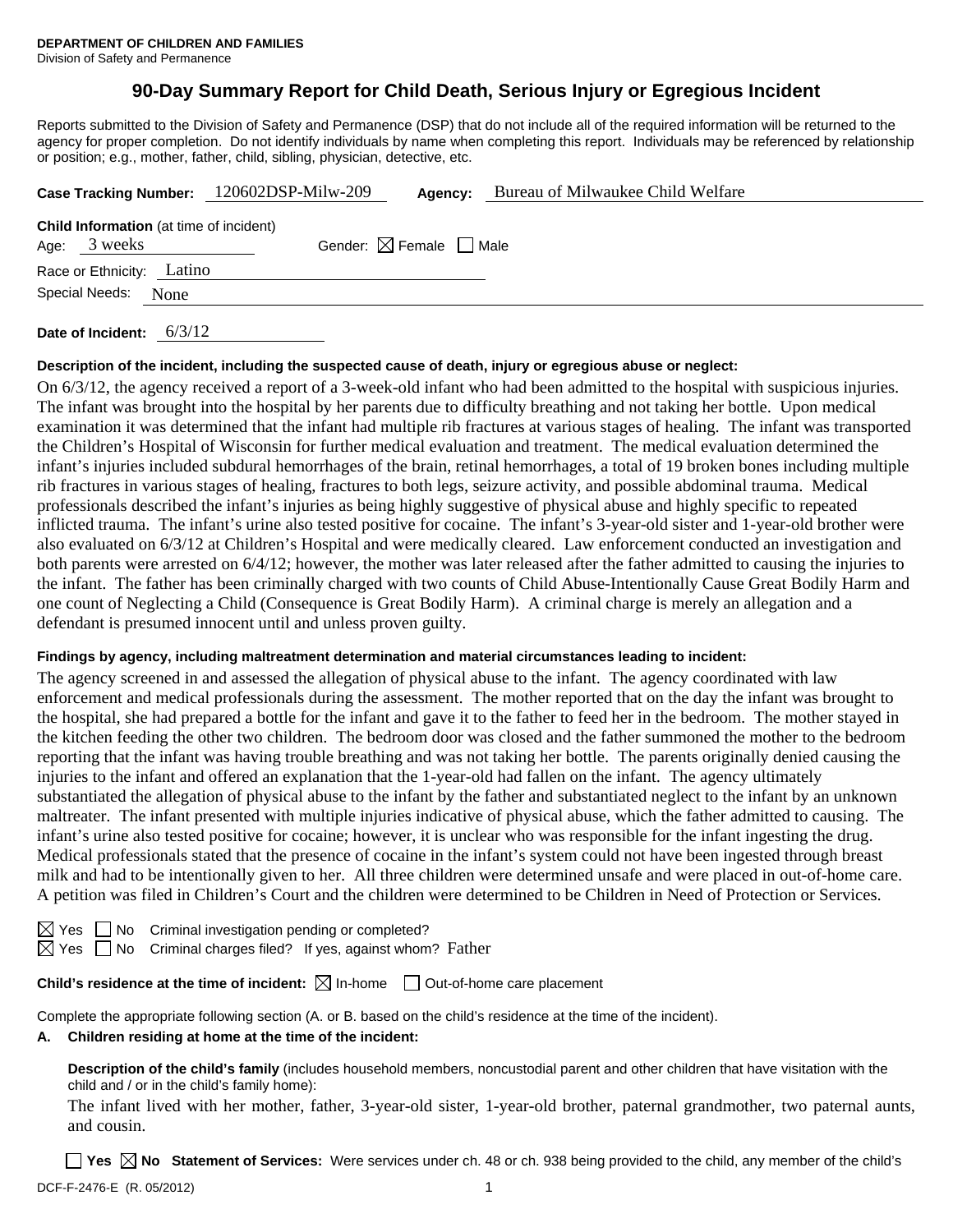**DEPARTMENT OF CHILDREN AND FAMILIES**
Division of Safety and Permanence

# 90-Day Summary Report for Child Death, Serious Injury or Egregious Incident

Reports submitted to the Division of Safety and Permanence (DSP) that do not include all of the required information will be returned to the agency for proper completion. Do not identify individuals by name when completing this report. Individuals may be referenced by relationship or position; e.g., mother, father, child, sibling, physician, detective, etc.

**Case Tracking Number:** 120602DSP-Milw-209 **Agency:** Bureau of Milwaukee Child Welfare

**Child Information** (at time of incident)
Age: 3 weeks Gender: ☒ Female ☐ Male
Race or Ethnicity: Latino
Special Needs: None

**Date of Incident:** 6/3/12

**Description of the incident, including the suspected cause of death, injury or egregious abuse or neglect:**

On 6/3/12, the agency received a report of a 3-week-old infant who had been admitted to the hospital with suspicious injuries. The infant was brought into the hospital by her parents due to difficulty breathing and not taking her bottle. Upon medical examination it was determined that the infant had multiple rib fractures at various stages of healing. The infant was transported the Children's Hospital of Wisconsin for further medical evaluation and treatment. The medical evaluation determined the infant's injuries included subdural hemorrhages of the brain, retinal hemorrhages, a total of 19 broken bones including multiple rib fractures in various stages of healing, fractures to both legs, seizure activity, and possible abdominal trauma. Medical professionals described the infant's injuries as being highly suggestive of physical abuse and highly specific to repeated inflicted trauma. The infant's urine also tested positive for cocaine. The infant's 3-year-old sister and 1-year-old brother were also evaluated on 6/3/12 at Children's Hospital and were medically cleared. Law enforcement conducted an investigation and both parents were arrested on 6/4/12; however, the mother was later released after the father admitted to causing the injuries to the infant. The father has been criminally charged with two counts of Child Abuse-Intentionally Cause Great Bodily Harm and one count of Neglecting a Child (Consequence is Great Bodily Harm). A criminal charge is merely an allegation and a defendant is presumed innocent until and unless proven guilty.

**Findings by agency, including maltreatment determination and material circumstances leading to incident:**

The agency screened in and assessed the allegation of physical abuse to the infant. The agency coordinated with law enforcement and medical professionals during the assessment. The mother reported that on the day the infant was brought to the hospital, she had prepared a bottle for the infant and gave it to the father to feed her in the bedroom. The mother stayed in the kitchen feeding the other two children. The bedroom door was closed and the father summoned the mother to the bedroom reporting that the infant was having trouble breathing and was not taking her bottle. The parents originally denied causing the injuries to the infant and offered an explanation that the 1-year-old had fallen on the infant. The agency ultimately substantiated the allegation of physical abuse to the infant by the father and substantiated neglect to the infant by an unknown maltreater. The infant presented with multiple injuries indicative of physical abuse, which the father admitted to causing. The infant's urine also tested positive for cocaine; however, it is unclear who was responsible for the infant ingesting the drug. Medical professionals stated that the presence of cocaine in the infant's system could not have been ingested through breast milk and had to be intentionally given to her. All three children were determined unsafe and were placed in out-of-home care. A petition was filed in Children's Court and the children were determined to be Children in Need of Protection or Services.

☒ Yes ☐ No Criminal investigation pending or completed?
☒ Yes ☐ No Criminal charges filed? If yes, against whom? Father

**Child's residence at the time of incident:** ☒ In-home ☐ Out-of-home care placement

Complete the appropriate following section (A. or B. based on the child's residence at the time of the incident).

**A. Children residing at home at the time of the incident:**

**Description of the child's family** (includes household members, noncustodial parent and other children that have visitation with the child and / or in the child's family home):

The infant lived with her mother, father, 3-year-old sister, 1-year-old brother, paternal grandmother, two paternal aunts, and cousin.

☐ **Yes** ☒ **No** **Statement of Services:** Were services under ch. 48 or ch. 938 being provided to the child, any member of the child's

DCF-F-2476-E (R. 05/2012)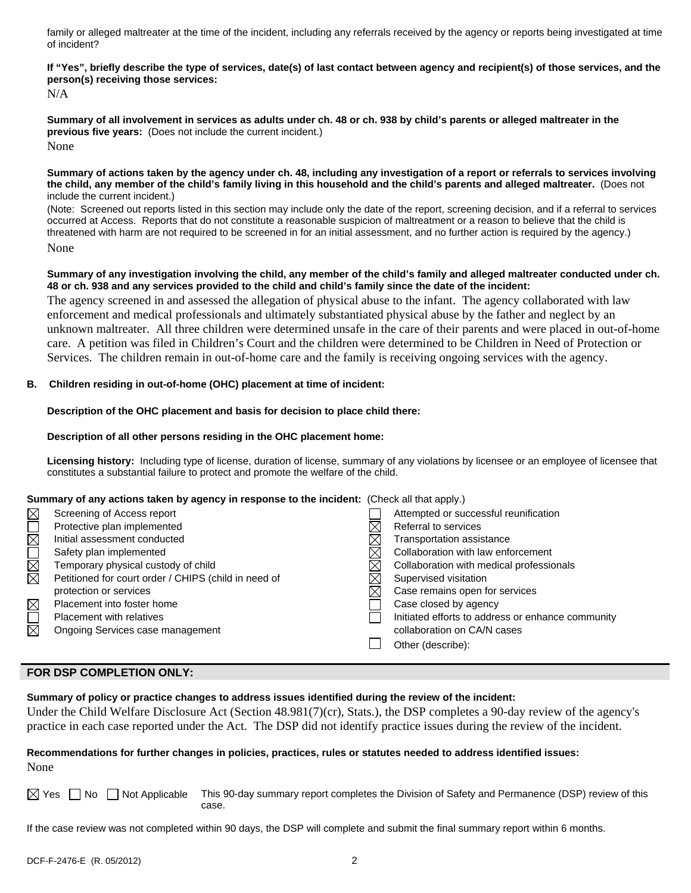family or alleged maltreater at the time of the incident, including any referrals received by the agency or reports being investigated at time of incident?

**If "Yes", briefly describe the type of services, date(s) of last contact between agency and recipient(s) of those services, and the person(s) receiving those services:**

N/A

**Summary of all involvement in services as adults under ch. 48 or ch. 938 by child's parents or alleged maltreater in the previous five years:** (Does not include the current incident.)

None

**Summary of actions taken by the agency under ch. 48, including any investigation of a report or referrals to services involving the child, any member of the child's family living in this household and the child's parents and alleged maltreater.** (Does not include the current incident.)

(Note: Screened out reports listed in this section may include only the date of the report, screening decision, and if a referral to services occurred at Access. Reports that do not constitute a reasonable suspicion of maltreatment or a reason to believe that the child is threatened with harm are not required to be screened in for an initial assessment, and no further action is required by the agency.)

None

**Summary of any investigation involving the child, any member of the child's family and alleged maltreater conducted under ch. 48 or ch. 938 and any services provided to the child and child's family since the date of the incident:**

The agency screened in and assessed the allegation of physical abuse to the infant. The agency collaborated with law enforcement and medical professionals and ultimately substantiated physical abuse by the father and neglect by an unknown maltreater. All three children were determined unsafe in the care of their parents and were placed in out-of-home care. A petition was filed in Children's Court and the children were determined to be Children in Need of Protection or Services. The children remain in out-of-home care and the family is receiving ongoing services with the agency.

**B. Children residing in out-of-home (OHC) placement at time of incident:**

**Description of the OHC placement and basis for decision to place child there:**

**Description of all other persons residing in the OHC placement home:**

**Licensing history:** Including type of license, duration of license, summary of any violations by licensee or an employee of licensee that constitutes a substantial failure to protect and promote the welfare of the child.

**Summary of any actions taken by agency in response to the incident:** (Check all that apply.)

- ☒ Screening of Access report
- ☐ Protective plan implemented
- ☒ Initial assessment conducted
- ☐ Safety plan implemented
- ☒ Temporary physical custody of child
- ☒ Petitioned for court order / CHIPS (child in need of protection or services
- ☒ Placement into foster home
- ☐ Placement with relatives
- ☒ Ongoing Services case management
- ☐ Attempted or successful reunification
- ☒ Referral to services
- ☒ Transportation assistance
- ☒ Collaboration with law enforcement
- ☒ Collaboration with medical professionals
- ☒ Supervised visitation
- ☒ Case remains open for services
- ☐ Case closed by agency
- ☐ Initiated efforts to address or enhance community collaboration on CA/N cases
- ☐ Other (describe):

## FOR DSP COMPLETION ONLY:

**Summary of policy or practice changes to address issues identified during the review of the incident:**

Under the Child Welfare Disclosure Act (Section 48.981(7)(cr), Stats.), the DSP completes a 90-day review of the agency's practice in each case reported under the Act. The DSP did not identify practice issues during the review of the incident.

**Recommendations for further changes in policies, practices, rules or statutes needed to address identified issues:**

None

☒ Yes ☐ No ☐ Not Applicable This 90-day summary report completes the Division of Safety and Permanence (DSP) review of this case.

If the case review was not completed within 90 days, the DSP will complete and submit the final summary report within 6 months.

DCF-F-2476-E (R. 05/2012)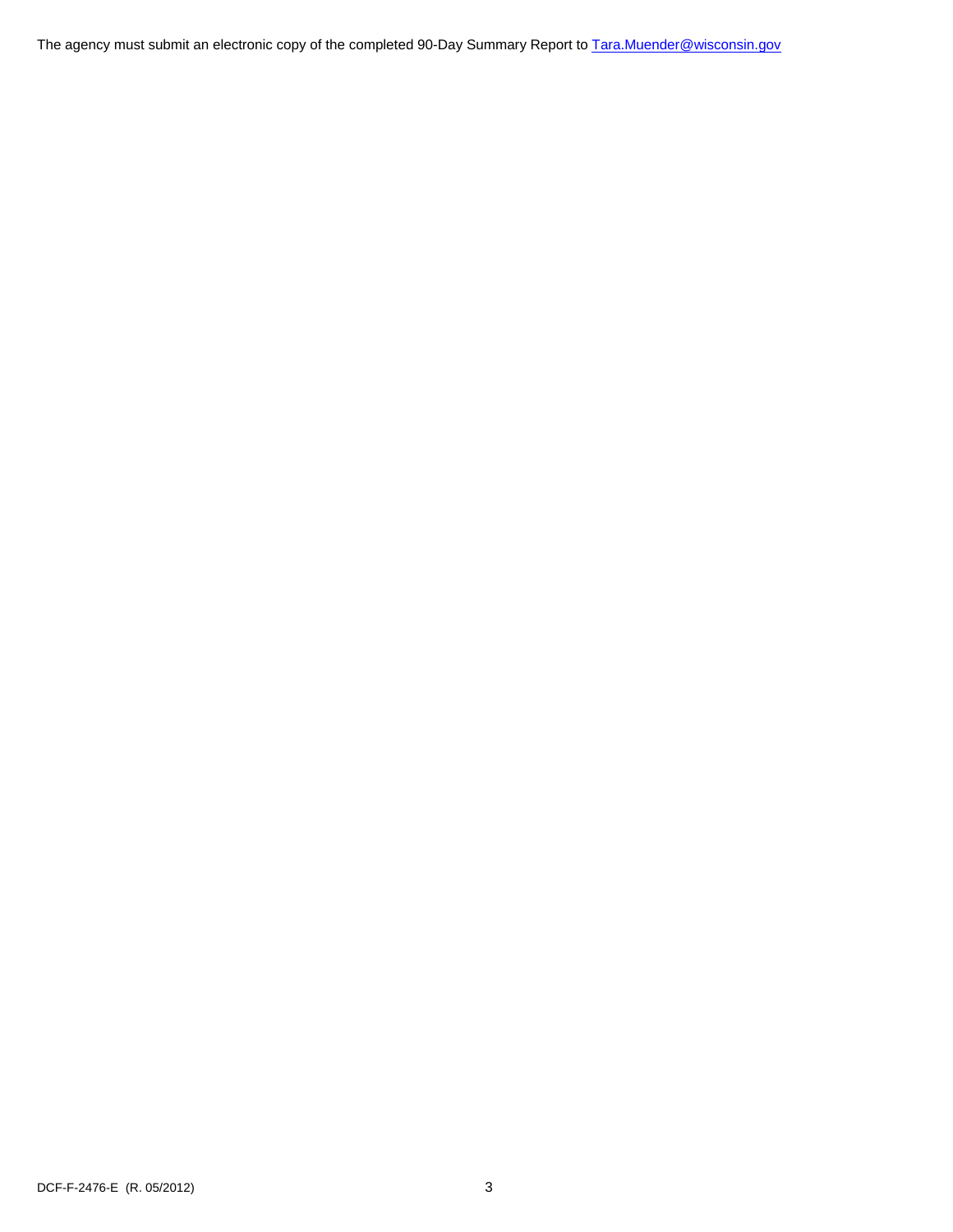The agency must submit an electronic copy of the completed 90-Day Summary Report to [Tara.Muender@wisconsin.gov](mailto:Tara.Muender@wisconsin.gov)

DCF-F-2476-E (R. 05/2012)